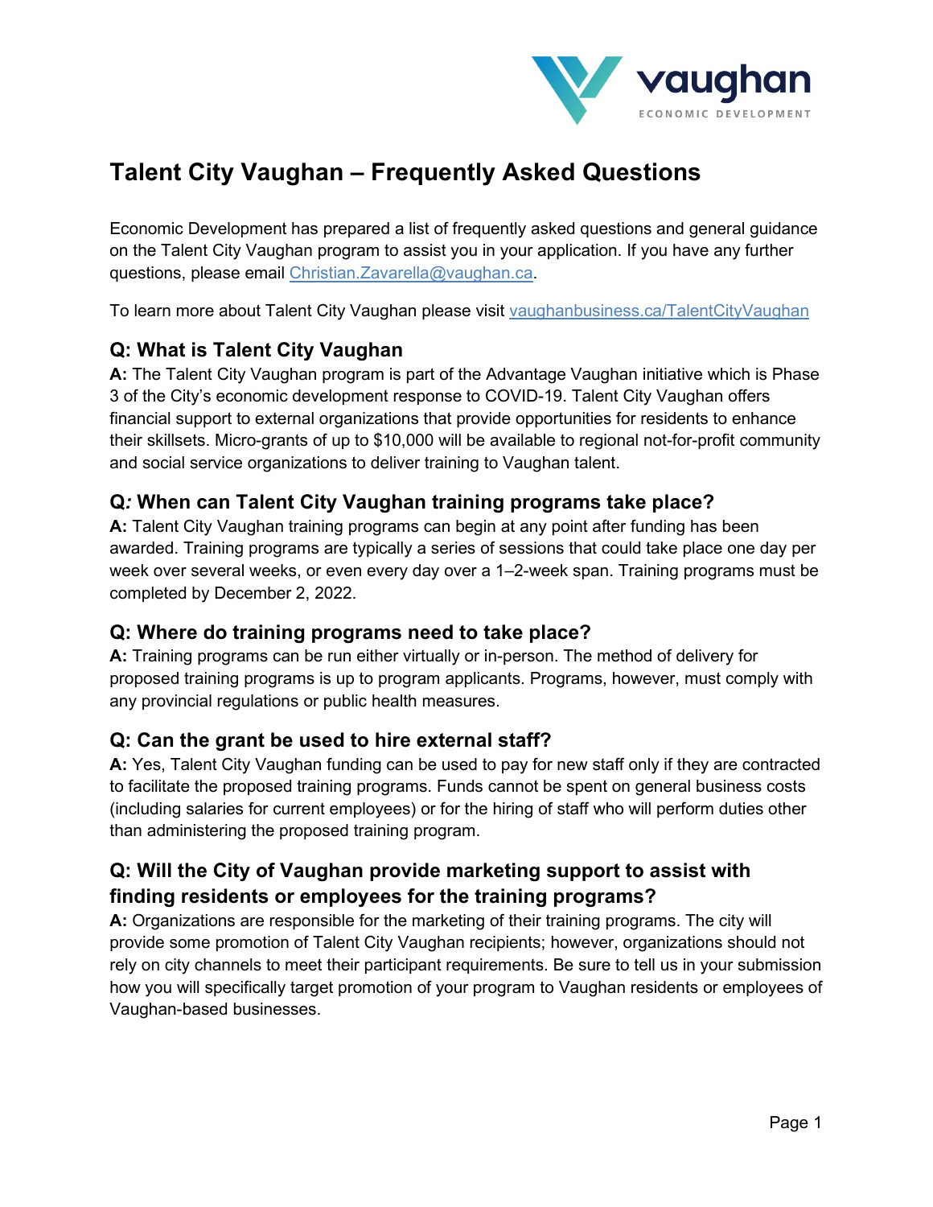# Talent City Vaughan – Frequently Asked Questions

Economic Development has prepared a list of frequently asked questions and general guidance on the Talent City Vaughan program to assist you in your application. If you have any further questions, please email Christian.Zavarella@vaughan.ca.

To learn more about Talent City Vaughan please visit vaughanbusiness.ca/TalentCityVaughan

## Q: What is Talent City Vaughan

**A:** The Talent City Vaughan program is part of the Advantage Vaughan initiative which is Phase 3 of the City's economic development response to COVID-19. Talent City Vaughan offers financial support to external organizations that provide opportunities for residents to enhance their skillsets. Micro-grants of up to $10,000 will be available to regional not-for-profit community and social service organizations to deliver training to Vaughan talent.

## Q: When can Talent City Vaughan training programs take place?

**A:** Talent City Vaughan training programs can begin at any point after funding has been awarded. Training programs are typically a series of sessions that could take place one day per week over several weeks, or even every day over a 1–2-week span. Training programs must be completed by December 2, 2022.

## Q: Where do training programs need to take place?

**A:** Training programs can be run either virtually or in-person. The method of delivery for proposed training programs is up to program applicants. Programs, however, must comply with any provincial regulations or public health measures.

## Q: Can the grant be used to hire external staff?

**A:** Yes, Talent City Vaughan funding can be used to pay for new staff only if they are contracted to facilitate the proposed training programs. Funds cannot be spent on general business costs (including salaries for current employees) or for the hiring of staff who will perform duties other than administering the proposed training program.

## Q: Will the City of Vaughan provide marketing support to assist with finding residents or employees for the training programs?

**A:** Organizations are responsible for the marketing of their training programs. The city will provide some promotion of Talent City Vaughan recipients; however, organizations should not rely on city channels to meet their participant requirements. Be sure to tell us in your submission how you will specifically target promotion of your program to Vaughan residents or employees of Vaughan-based businesses.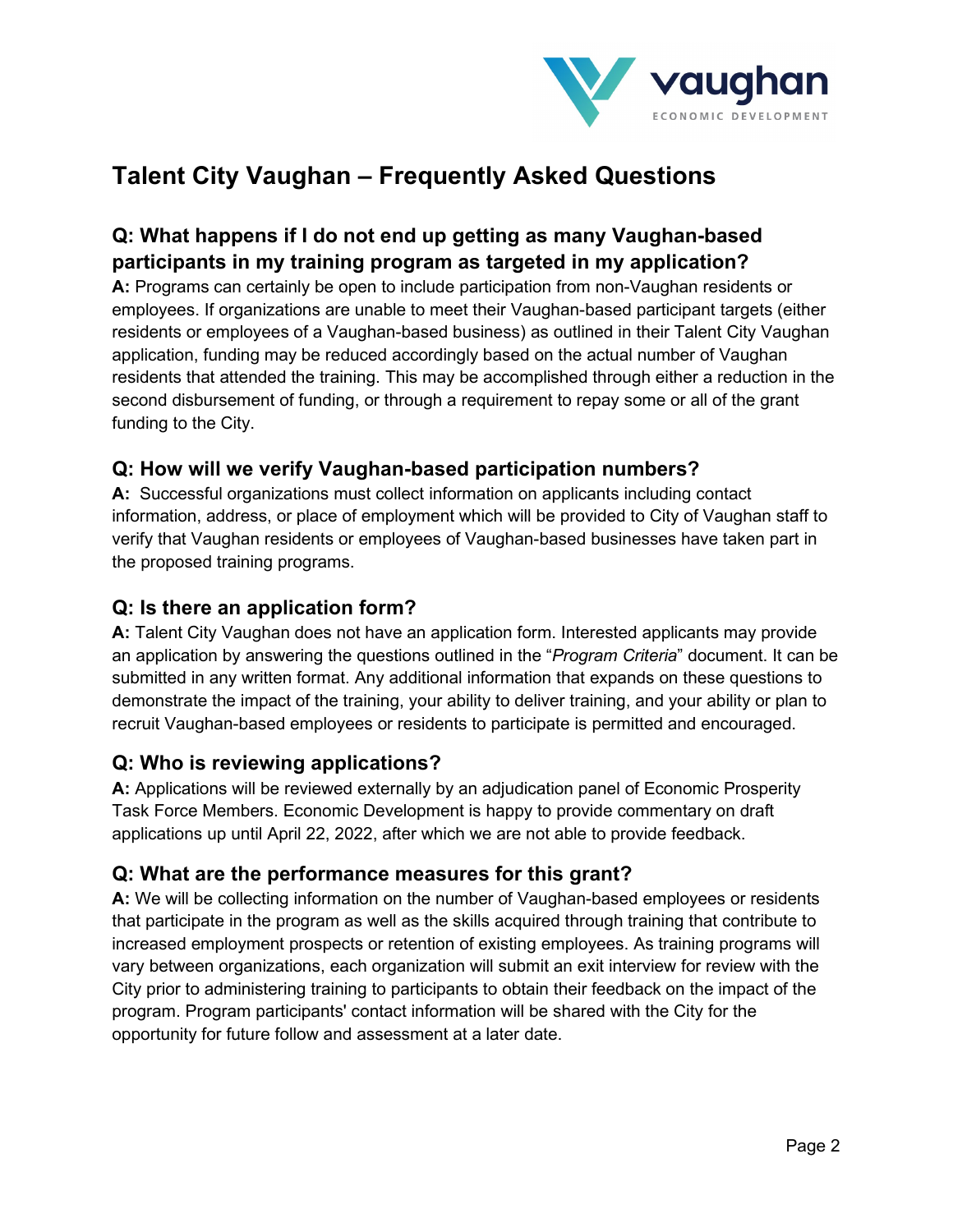# Talent City Vaughan – Frequently Asked Questions

### Q: What happens if I do not end up getting as many Vaughan-based participants in my training program as targeted in my application?

**A:** Programs can certainly be open to include participation from non-Vaughan residents or employees. If organizations are unable to meet their Vaughan-based participant targets (either residents or employees of a Vaughan-based business) as outlined in their Talent City Vaughan application, funding may be reduced accordingly based on the actual number of Vaughan residents that attended the training. This may be accomplished through either a reduction in the second disbursement of funding, or through a requirement to repay some or all of the grant funding to the City.

### Q: How will we verify Vaughan-based participation numbers?

**A:** Successful organizations must collect information on applicants including contact information, address, or place of employment which will be provided to City of Vaughan staff to verify that Vaughan residents or employees of Vaughan-based businesses have taken part in the proposed training programs.

### Q: Is there an application form?

**A:** Talent City Vaughan does not have an application form. Interested applicants may provide an application by answering the questions outlined in the "*Program Criteria*" document. It can be submitted in any written format. Any additional information that expands on these questions to demonstrate the impact of the training, your ability to deliver training, and your ability or plan to recruit Vaughan-based employees or residents to participate is permitted and encouraged.

### Q: Who is reviewing applications?

**A:** Applications will be reviewed externally by an adjudication panel of Economic Prosperity Task Force Members. Economic Development is happy to provide commentary on draft applications up until April 22, 2022, after which we are not able to provide feedback.

### Q: What are the performance measures for this grant?

**A:** We will be collecting information on the number of Vaughan-based employees or residents that participate in the program as well as the skills acquired through training that contribute to increased employment prospects or retention of existing employees. As training programs will vary between organizations, each organization will submit an exit interview for review with the City prior to administering training to participants to obtain their feedback on the impact of the program. Program participants' contact information will be shared with the City for the opportunity for future follow and assessment at a later date.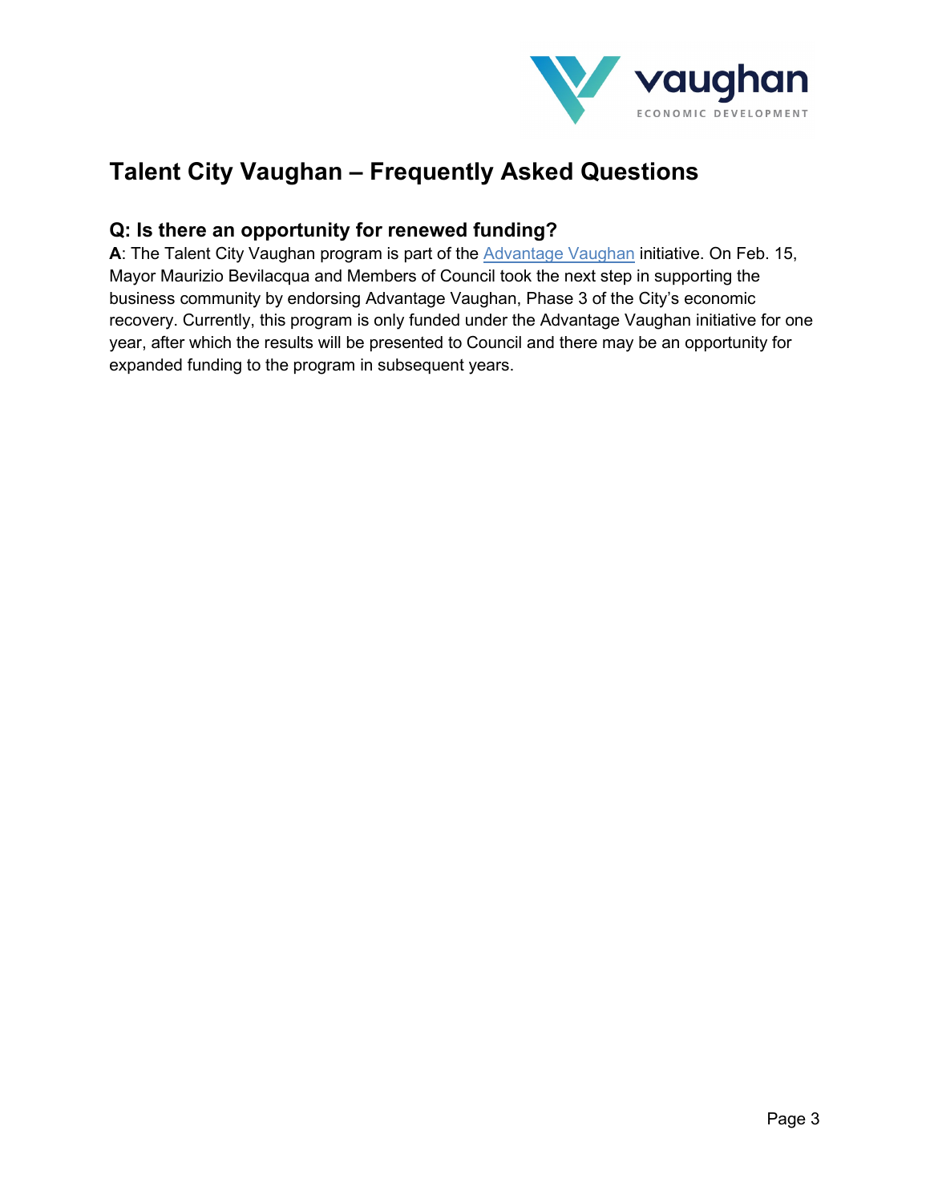# Talent City Vaughan – Frequently Asked Questions

## Q: Is there an opportunity for renewed funding?

**A**: The Talent City Vaughan program is part of the Advantage Vaughan initiative. On Feb. 15, Mayor Maurizio Bevilacqua and Members of Council took the next step in supporting the business community by endorsing Advantage Vaughan, Phase 3 of the City's economic recovery. Currently, this program is only funded under the Advantage Vaughan initiative for one year, after which the results will be presented to Council and there may be an opportunity for expanded funding to the program in subsequent years.